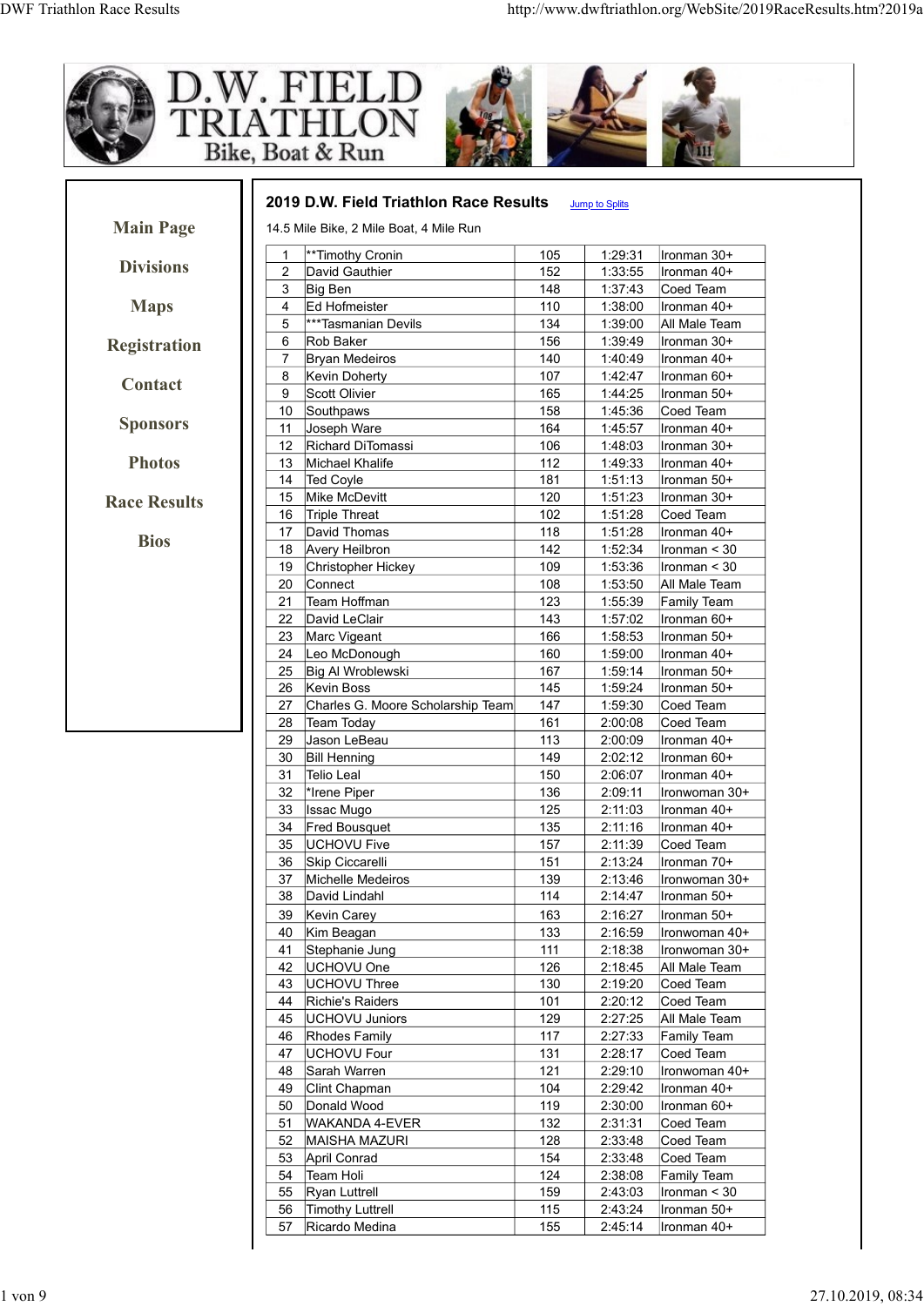D.W. FIELD TRIATHLON
Bike, Boat & Run

Main Page

Divisions

Maps

Registration

Contact

Sponsors

Photos

Race Results

Bios

## 2019 D.W. Field Triathlon Race Results

Jump to Splits

14.5 Mile Bike, 2 Mile Boat, 4 Mile Run

| | | | | |
|---|---|---|---|---|
| 1 | **Timothy Cronin | 105 | 1:29:31 | Ironman 30+ |
| 2 | David Gauthier | 152 | 1:33:55 | Ironman 40+ |
| 3 | Big Ben | 148 | 1:37:43 | Coed Team |
| 4 | Ed Hofmeister | 110 | 1:38:00 | Ironman 40+ |
| 5 | ***Tasmanian Devils | 134 | 1:39:00 | All Male Team |
| 6 | Rob Baker | 156 | 1:39:49 | Ironman 30+ |
| 7 | Bryan Medeiros | 140 | 1:40:49 | Ironman 40+ |
| 8 | Kevin Doherty | 107 | 1:42:47 | Ironman 60+ |
| 9 | Scott Olivier | 165 | 1:44:25 | Ironman 50+ |
| 10 | Southpaws | 158 | 1:45:36 | Coed Team |
| 11 | Joseph Ware | 164 | 1:45:57 | Ironman 40+ |
| 12 | Richard DiTomassi | 106 | 1:48:03 | Ironman 30+ |
| 13 | Michael Khalife | 112 | 1:49:33 | Ironman 40+ |
| 14 | Ted Coyle | 181 | 1:51:13 | Ironman 50+ |
| 15 | Mike McDevitt | 120 | 1:51:23 | Ironman 30+ |
| 16 | Triple Threat | 102 | 1:51:28 | Coed Team |
| 17 | David Thomas | 118 | 1:51:28 | Ironman 40+ |
| 18 | Avery Heilbron | 142 | 1:52:34 | Ironman < 30 |
| 19 | Christopher Hickey | 109 | 1:53:36 | Ironman < 30 |
| 20 | Connect | 108 | 1:53:50 | All Male Team |
| 21 | Team Hoffman | 123 | 1:55:39 | Family Team |
| 22 | David LeClair | 143 | 1:57:02 | Ironman 60+ |
| 23 | Marc Vigeant | 166 | 1:58:53 | Ironman 50+ |
| 24 | Leo McDonough | 160 | 1:59:00 | Ironman 40+ |
| 25 | Big Al Wroblewski | 167 | 1:59:14 | Ironman 50+ |
| 26 | Kevin Boss | 145 | 1:59:24 | Ironman 50+ |
| 27 | Charles G. Moore Scholarship Team | 147 | 1:59:30 | Coed Team |
| 28 | Team Today | 161 | 2:00:08 | Coed Team |
| 29 | Jason LeBeau | 113 | 2:00:09 | Ironman 40+ |
| 30 | Bill Henning | 149 | 2:02:12 | Ironman 60+ |
| 31 | Telio Leal | 150 | 2:06:07 | Ironman 40+ |
| 32 | *Irene Piper | 136 | 2:09:11 | Ironwoman 30+ |
| 33 | Issac Mugo | 125 | 2:11:03 | Ironman 40+ |
| 34 | Fred Bousquet | 135 | 2:11:16 | Ironman 40+ |
| 35 | UCHOVU Five | 157 | 2:11:39 | Coed Team |
| 36 | Skip Ciccarelli | 151 | 2:13:24 | Ironman 70+ |
| 37 | Michelle Medeiros | 139 | 2:13:46 | Ironwoman 30+ |
| 38 | David Lindahl | 114 | 2:14:47 | Ironman 50+ |
| 39 | Kevin Carey | 163 | 2:16:27 | Ironman 50+ |
| 40 | Kim Beagan | 133 | 2:16:59 | Ironwoman 40+ |
| 41 | Stephanie Jung | 111 | 2:18:38 | Ironwoman 30+ |
| 42 | UCHOVU One | 126 | 2:18:45 | All Male Team |
| 43 | UCHOVU Three | 130 | 2:19:20 | Coed Team |
| 44 | Richie's Raiders | 101 | 2:20:12 | Coed Team |
| 45 | UCHOVU Juniors | 129 | 2:27:25 | All Male Team |
| 46 | Rhodes Family | 117 | 2:27:33 | Family Team |
| 47 | UCHOVU Four | 131 | 2:28:17 | Coed Team |
| 48 | Sarah Warren | 121 | 2:29:10 | Ironwoman 40+ |
| 49 | Clint Chapman | 104 | 2:29:42 | Ironman 40+ |
| 50 | Donald Wood | 119 | 2:30:00 | Ironman 60+ |
| 51 | WAKANDA 4-EVER | 132 | 2:31:31 | Coed Team |
| 52 | MAISHA MAZURI | 128 | 2:33:48 | Coed Team |
| 53 | April Conrad | 154 | 2:33:48 | Coed Team |
| 54 | Team Holi | 124 | 2:38:08 | Family Team |
| 55 | Ryan Luttrell | 159 | 2:43:03 | Ironman < 30 |
| 56 | Timothy Luttrell | 115 | 2:43:24 | Ironman 50+ |
| 57 | Ricardo Medina | 155 | 2:45:14 | Ironman 40+ |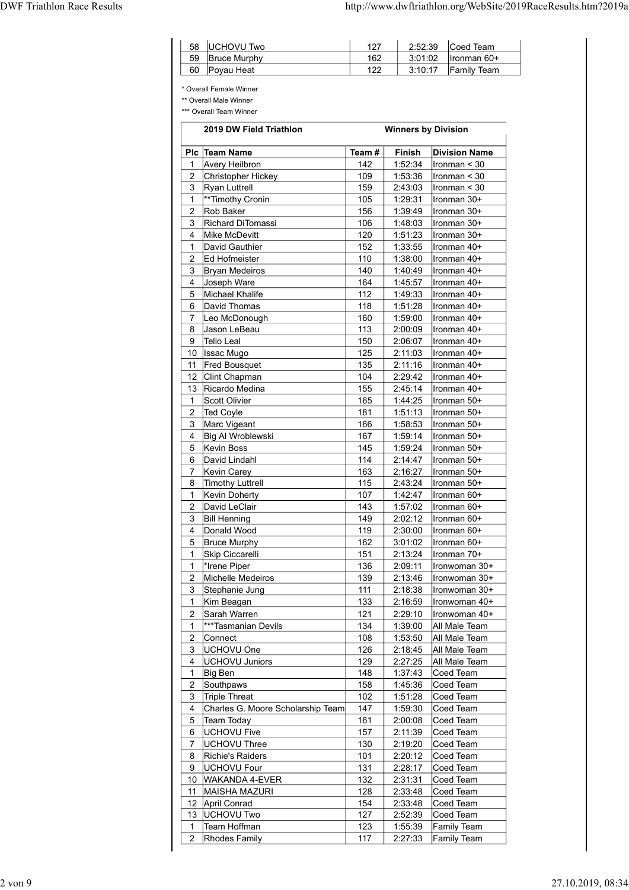| 58 | UCHOVU Two | 127 | 2:52:39 | Coed Team |
|---|---|---|---|---|
| 59 | Bruce Murphy | 162 | 3:01:02 | Ironman 60+ |
| 60 | Poyau Heat | 122 | 3:10:17 | Family Team |

* Overall Female Winner

** Overall Male Winner

*** Overall Team Winner

| 2019 DW Field Triathlon | | Winners by Division | | |
|---|---|---|---|---|
| **Plc** | **Team Name** | **Team #** | **Finish** | **Division Name** |
| 1 | Avery Heilbron | 142 | 1:52:34 | Ironman < 30 |
| 2 | Christopher Hickey | 109 | 1:53:36 | Ironman < 30 |
| 3 | Ryan Luttrell | 159 | 2:43:03 | Ironman < 30 |
| 1 | **Timothy Cronin | 105 | 1:29:31 | Ironman 30+ |
| 2 | Rob Baker | 156 | 1:39:49 | Ironman 30+ |
| 3 | Richard DiTomassi | 106 | 1:48:03 | Ironman 30+ |
| 4 | Mike McDevitt | 120 | 1:51:23 | Ironman 30+ |
| 1 | David Gauthier | 152 | 1:33:55 | Ironman 40+ |
| 2 | Ed Hofmeister | 110 | 1:38:00 | Ironman 40+ |
| 3 | Bryan Medeiros | 140 | 1:40:49 | Ironman 40+ |
| 4 | Joseph Ware | 164 | 1:45:57 | Ironman 40+ |
| 5 | Michael Khalife | 112 | 1:49:33 | Ironman 40+ |
| 6 | David Thomas | 118 | 1:51:28 | Ironman 40+ |
| 7 | Leo McDonough | 160 | 1:59:00 | Ironman 40+ |
| 8 | Jason LeBeau | 113 | 2:00:09 | Ironman 40+ |
| 9 | Telio Leal | 150 | 2:06:07 | Ironman 40+ |
| 10 | Issac Mugo | 125 | 2:11:03 | Ironman 40+ |
| 11 | Fred Bousquet | 135 | 2:11:16 | Ironman 40+ |
| 12 | Clint Chapman | 104 | 2:29:42 | Ironman 40+ |
| 13 | Ricardo Medina | 155 | 2:45:14 | Ironman 40+ |
| 1 | Scott Olivier | 165 | 1:44:25 | Ironman 50+ |
| 2 | Ted Coyle | 181 | 1:51:13 | Ironman 50+ |
| 3 | Marc Vigeant | 166 | 1:58:53 | Ironman 50+ |
| 4 | Big Al Wroblewski | 167 | 1:59:14 | Ironman 50+ |
| 5 | Kevin Boss | 145 | 1:59:24 | Ironman 50+ |
| 6 | David Lindahl | 114 | 2:14:47 | Ironman 50+ |
| 7 | Kevin Carey | 163 | 2:16:27 | Ironman 50+ |
| 8 | Timothy Luttrell | 115 | 2:43:24 | Ironman 50+ |
| 1 | Kevin Doherty | 107 | 1:42:47 | Ironman 60+ |
| 2 | David LeClair | 143 | 1:57:02 | Ironman 60+ |
| 3 | Bill Henning | 149 | 2:02:12 | Ironman 60+ |
| 4 | Donald Wood | 119 | 2:30:00 | Ironman 60+ |
| 5 | Bruce Murphy | 162 | 3:01:02 | Ironman 60+ |
| 1 | Skip Ciccarelli | 151 | 2:13:24 | Ironman 70+ |
| 1 | *Irene Piper | 136 | 2:09:11 | Ironwoman 30+ |
| 2 | Michelle Medeiros | 139 | 2:13:46 | Ironwoman 30+ |
| 3 | Stephanie Jung | 111 | 2:18:38 | Ironwoman 30+ |
| 1 | Kim Beagan | 133 | 2:16:59 | Ironwoman 40+ |
| 2 | Sarah Warren | 121 | 2:29:10 | Ironwoman 40+ |
| 1 | ***Tasmanian Devils | 134 | 1:39:00 | All Male Team |
| 2 | Connect | 108 | 1:53:50 | All Male Team |
| 3 | UCHOVU One | 126 | 2:18:45 | All Male Team |
| 4 | UCHOVU Juniors | 129 | 2:27:25 | All Male Team |
| 1 | Big Ben | 148 | 1:37:43 | Coed Team |
| 2 | Southpaws | 158 | 1:45:36 | Coed Team |
| 3 | Triple Threat | 102 | 1:51:28 | Coed Team |
| 4 | Charles G. Moore Scholarship Team | 147 | 1:59:30 | Coed Team |
| 5 | Team Today | 161 | 2:00:08 | Coed Team |
| 6 | UCHOVU Five | 157 | 2:11:39 | Coed Team |
| 7 | UCHOVU Three | 130 | 2:19:20 | Coed Team |
| 8 | Richie's Raiders | 101 | 2:20:12 | Coed Team |
| 9 | UCHOVU Four | 131 | 2:28:17 | Coed Team |
| 10 | WAKANDA 4-EVER | 132 | 2:31:31 | Coed Team |
| 11 | MAISHA MAZURI | 128 | 2:33:48 | Coed Team |
| 12 | April Conrad | 154 | 2:33:48 | Coed Team |
| 13 | UCHOVU Two | 127 | 2:52:39 | Coed Team |
| 1 | Team Hoffman | 123 | 1:55:39 | Family Team |
| 2 | Rhodes Family | 117 | 2:27:33 | Family Team |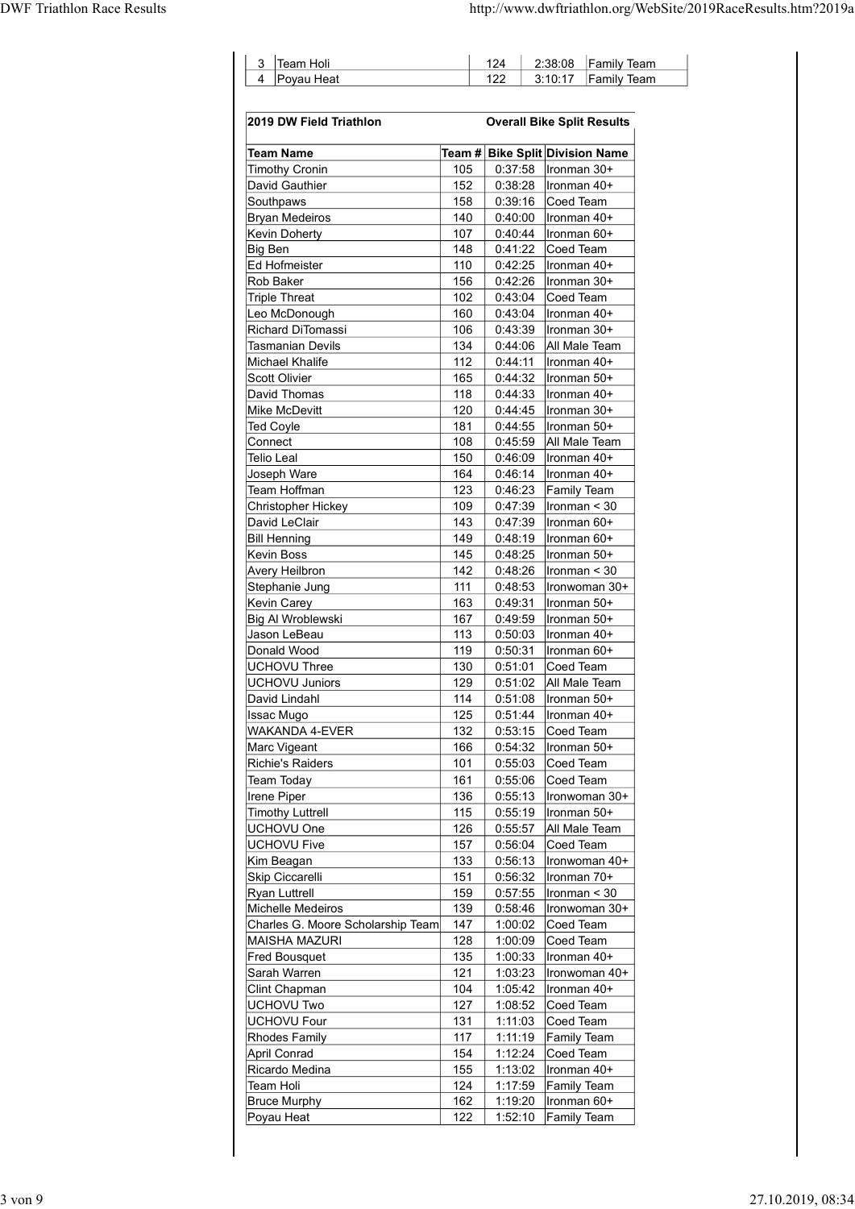| 3 | Team Holi | 124 | 2:38:08 | Family Team |
|---|---|---|---|---|
| 4 | Poyau Heat | 122 | 3:10:17 | Family Team |

**2019 DW Field Triathlon** — **Overall Bike Split Results**

| Team Name | Team # | Bike Split | Division Name |
|---|---|---|---|
| Timothy Cronin | 105 | 0:37:58 | Ironman 30+ |
| David Gauthier | 152 | 0:38:28 | Ironman 40+ |
| Southpaws | 158 | 0:39:16 | Coed Team |
| Bryan Medeiros | 140 | 0:40:00 | Ironman 40+ |
| Kevin Doherty | 107 | 0:40:44 | Ironman 60+ |
| Big Ben | 148 | 0:41:22 | Coed Team |
| Ed Hofmeister | 110 | 0:42:25 | Ironman 40+ |
| Rob Baker | 156 | 0:42:26 | Ironman 30+ |
| Triple Threat | 102 | 0:43:04 | Coed Team |
| Leo McDonough | 160 | 0:43:04 | Ironman 40+ |
| Richard DiTomassi | 106 | 0:43:39 | Ironman 30+ |
| Tasmanian Devils | 134 | 0:44:06 | All Male Team |
| Michael Khalife | 112 | 0:44:11 | Ironman 40+ |
| Scott Olivier | 165 | 0:44:32 | Ironman 50+ |
| David Thomas | 118 | 0:44:33 | Ironman 40+ |
| Mike McDevitt | 120 | 0:44:45 | Ironman 30+ |
| Ted Coyle | 181 | 0:44:55 | Ironman 50+ |
| Connect | 108 | 0:45:59 | All Male Team |
| Telio Leal | 150 | 0:46:09 | Ironman 40+ |
| Joseph Ware | 164 | 0:46:14 | Ironman 40+ |
| Team Hoffman | 123 | 0:46:23 | Family Team |
| Christopher Hickey | 109 | 0:47:39 | Ironman < 30 |
| David LeClair | 143 | 0:47:39 | Ironman 60+ |
| Bill Henning | 149 | 0:48:19 | Ironman 60+ |
| Kevin Boss | 145 | 0:48:25 | Ironman 50+ |
| Avery Heilbron | 142 | 0:48:26 | Ironman < 30 |
| Stephanie Jung | 111 | 0:48:53 | Ironwoman 30+ |
| Kevin Carey | 163 | 0:49:31 | Ironman 50+ |
| Big Al Wroblewski | 167 | 0:49:59 | Ironman 50+ |
| Jason LeBeau | 113 | 0:50:03 | Ironman 40+ |
| Donald Wood | 119 | 0:50:31 | Ironman 60+ |
| UCHOVU Three | 130 | 0:51:01 | Coed Team |
| UCHOVU Juniors | 129 | 0:51:02 | All Male Team |
| David Lindahl | 114 | 0:51:08 | Ironman 50+ |
| Issac Mugo | 125 | 0:51:44 | Ironman 40+ |
| WAKANDA 4-EVER | 132 | 0:53:15 | Coed Team |
| Marc Vigeant | 166 | 0:54:32 | Ironman 50+ |
| Richie's Raiders | 101 | 0:55:03 | Coed Team |
| Team Today | 161 | 0:55:06 | Coed Team |
| Irene Piper | 136 | 0:55:13 | Ironwoman 30+ |
| Timothy Luttrell | 115 | 0:55:19 | Ironman 50+ |
| UCHOVU One | 126 | 0:55:57 | All Male Team |
| UCHOVU Five | 157 | 0:56:04 | Coed Team |
| Kim Beagan | 133 | 0:56:13 | Ironwoman 40+ |
| Skip Ciccarelli | 151 | 0:56:32 | Ironman 70+ |
| Ryan Luttrell | 159 | 0:57:55 | Ironman < 30 |
| Michelle Medeiros | 139 | 0:58:46 | Ironwoman 30+ |
| Charles G. Moore Scholarship Team | 147 | 1:00:02 | Coed Team |
| MAISHA MAZURI | 128 | 1:00:09 | Coed Team |
| Fred Bousquet | 135 | 1:00:33 | Ironman 40+ |
| Sarah Warren | 121 | 1:03:23 | Ironwoman 40+ |
| Clint Chapman | 104 | 1:05:42 | Ironman 40+ |
| UCHOVU Two | 127 | 1:08:52 | Coed Team |
| UCHOVU Four | 131 | 1:11:03 | Coed Team |
| Rhodes Family | 117 | 1:11:19 | Family Team |
| April Conrad | 154 | 1:12:24 | Coed Team |
| Ricardo Medina | 155 | 1:13:02 | Ironman 40+ |
| Team Holi | 124 | 1:17:59 | Family Team |
| Bruce Murphy | 162 | 1:19:20 | Ironman 60+ |
| Poyau Heat | 122 | 1:52:10 | Family Team |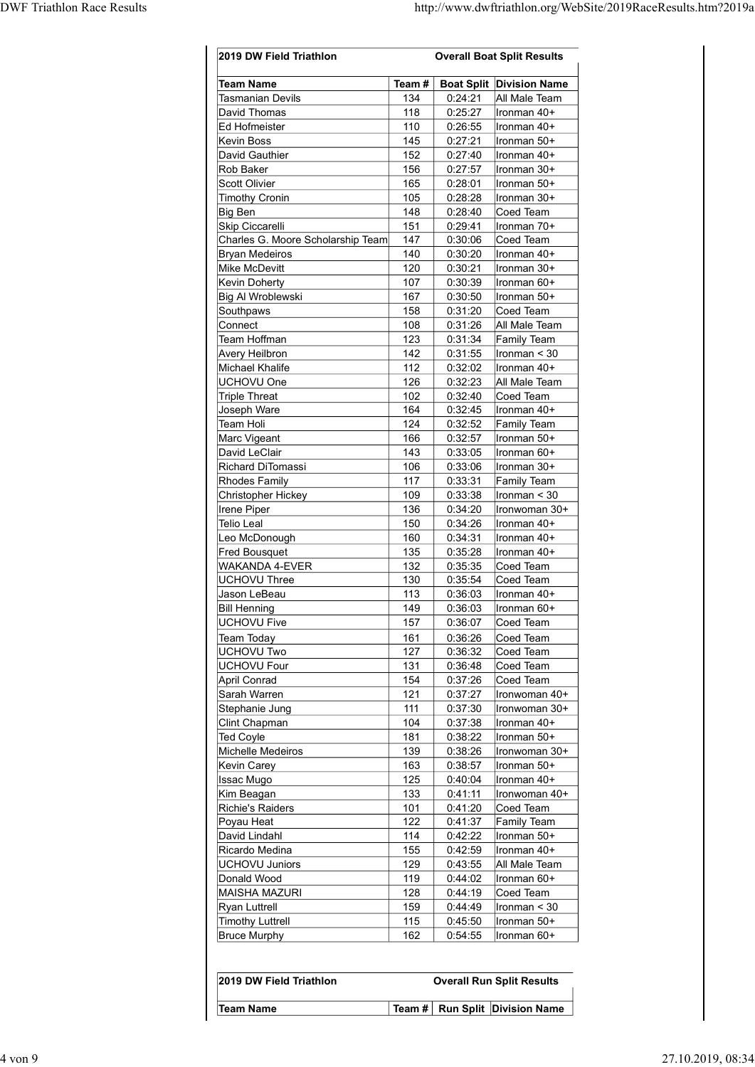| 2019 DW Field Triathlon | | Overall Boat Split Results | |
|---|---|---|---|
| **Team Name** | **Team #** | **Boat Split** | **Division Name** |
| Tasmanian Devils | 134 | 0:24:21 | All Male Team |
| David Thomas | 118 | 0:25:27 | Ironman 40+ |
| Ed Hofmeister | 110 | 0:26:55 | Ironman 40+ |
| Kevin Boss | 145 | 0:27:21 | Ironman 50+ |
| David Gauthier | 152 | 0:27:40 | Ironman 40+ |
| Rob Baker | 156 | 0:27:57 | Ironman 30+ |
| Scott Olivier | 165 | 0:28:01 | Ironman 50+ |
| Timothy Cronin | 105 | 0:28:28 | Ironman 30+ |
| Big Ben | 148 | 0:28:40 | Coed Team |
| Skip Ciccarelli | 151 | 0:29:41 | Ironman 70+ |
| Charles G. Moore Scholarship Team | 147 | 0:30:06 | Coed Team |
| Bryan Medeiros | 140 | 0:30:20 | Ironman 40+ |
| Mike McDevitt | 120 | 0:30:21 | Ironman 30+ |
| Kevin Doherty | 107 | 0:30:39 | Ironman 60+ |
| Big Al Wroblewski | 167 | 0:30:50 | Ironman 50+ |
| Southpaws | 158 | 0:31:20 | Coed Team |
| Connect | 108 | 0:31:26 | All Male Team |
| Team Hoffman | 123 | 0:31:34 | Family Team |
| Avery Heilbron | 142 | 0:31:55 | Ironman < 30 |
| Michael Khalife | 112 | 0:32:02 | Ironman 40+ |
| UCHOVU One | 126 | 0:32:23 | All Male Team |
| Triple Threat | 102 | 0:32:40 | Coed Team |
| Joseph Ware | 164 | 0:32:45 | Ironman 40+ |
| Team Holi | 124 | 0:32:52 | Family Team |
| Marc Vigeant | 166 | 0:32:57 | Ironman 50+ |
| David LeClair | 143 | 0:33:05 | Ironman 60+ |
| Richard DiTomassi | 106 | 0:33:06 | Ironman 30+ |
| Rhodes Family | 117 | 0:33:31 | Family Team |
| Christopher Hickey | 109 | 0:33:38 | Ironman < 30 |
| Irene Piper | 136 | 0:34:20 | Ironwoman 30+ |
| Telio Leal | 150 | 0:34:26 | Ironman 40+ |
| Leo McDonough | 160 | 0:34:31 | Ironman 40+ |
| Fred Bousquet | 135 | 0:35:28 | Ironman 40+ |
| WAKANDA 4-EVER | 132 | 0:35:35 | Coed Team |
| UCHOVU Three | 130 | 0:35:54 | Coed Team |
| Jason LeBeau | 113 | 0:36:03 | Ironman 40+ |
| Bill Henning | 149 | 0:36:03 | Ironman 60+ |
| UCHOVU Five | 157 | 0:36:07 | Coed Team |
| Team Today | 161 | 0:36:26 | Coed Team |
| UCHOVU Two | 127 | 0:36:32 | Coed Team |
| UCHOVU Four | 131 | 0:36:48 | Coed Team |
| April Conrad | 154 | 0:37:26 | Coed Team |
| Sarah Warren | 121 | 0:37:27 | Ironwoman 40+ |
| Stephanie Jung | 111 | 0:37:30 | Ironwoman 30+ |
| Clint Chapman | 104 | 0:37:38 | Ironman 40+ |
| Ted Coyle | 181 | 0:38:22 | Ironman 50+ |
| Michelle Medeiros | 139 | 0:38:26 | Ironwoman 30+ |
| Kevin Carey | 163 | 0:38:57 | Ironman 50+ |
| Issac Mugo | 125 | 0:40:04 | Ironman 40+ |
| Kim Beagan | 133 | 0:41:11 | Ironwoman 40+ |
| Richie's Raiders | 101 | 0:41:20 | Coed Team |
| Poyau Heat | 122 | 0:41:37 | Family Team |
| David Lindahl | 114 | 0:42:22 | Ironman 50+ |
| Ricardo Medina | 155 | 0:42:59 | Ironman 40+ |
| UCHOVU Juniors | 129 | 0:43:55 | All Male Team |
| Donald Wood | 119 | 0:44:02 | Ironman 60+ |
| MAISHA MAZURI | 128 | 0:44:19 | Coed Team |
| Ryan Luttrell | 159 | 0:44:49 | Ironman < 30 |
| Timothy Luttrell | 115 | 0:45:50 | Ironman 50+ |
| Bruce Murphy | 162 | 0:54:55 | Ironman 60+ |

| 2019 DW Field Triathlon | | Overall Run Split Results | |
|---|---|---|---|
| **Team Name** | **Team #** | **Run Split** | **Division Name** |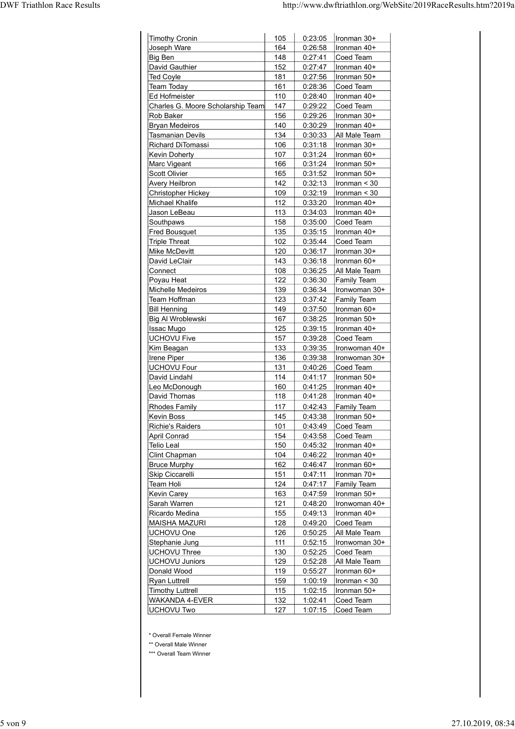| Timothy Cronin | 105 | 0:23:05 | Ironman 30+ |
|---|---|---|---|
| Joseph Ware | 164 | 0:26:58 | Ironman 40+ |
| Big Ben | 148 | 0:27:41 | Coed Team |
| David Gauthier | 152 | 0:27:47 | Ironman 40+ |
| Ted Coyle | 181 | 0:27:56 | Ironman 50+ |
| Team Today | 161 | 0:28:36 | Coed Team |
| Ed Hofmeister | 110 | 0:28:40 | Ironman 40+ |
| Charles G. Moore Scholarship Team | 147 | 0:29:22 | Coed Team |
| Rob Baker | 156 | 0:29:26 | Ironman 30+ |
| Bryan Medeiros | 140 | 0:30:29 | Ironman 40+ |
| Tasmanian Devils | 134 | 0:30:33 | All Male Team |
| Richard DiTomassi | 106 | 0:31:18 | Ironman 30+ |
| Kevin Doherty | 107 | 0:31:24 | Ironman 60+ |
| Marc Vigeant | 166 | 0:31:24 | Ironman 50+ |
| Scott Olivier | 165 | 0:31:52 | Ironman 50+ |
| Avery Heilbron | 142 | 0:32:13 | Ironman < 30 |
| Christopher Hickey | 109 | 0:32:19 | Ironman < 30 |
| Michael Khalife | 112 | 0:33:20 | Ironman 40+ |
| Jason LeBeau | 113 | 0:34:03 | Ironman 40+ |
| Southpaws | 158 | 0:35:00 | Coed Team |
| Fred Bousquet | 135 | 0:35:15 | Ironman 40+ |
| Triple Threat | 102 | 0:35:44 | Coed Team |
| Mike McDevitt | 120 | 0:36:17 | Ironman 30+ |
| David LeClair | 143 | 0:36:18 | Ironman 60+ |
| Connect | 108 | 0:36:25 | All Male Team |
| Poyau Heat | 122 | 0:36:30 | Family Team |
| Michelle Medeiros | 139 | 0:36:34 | Ironwoman 30+ |
| Team Hoffman | 123 | 0:37:42 | Family Team |
| Bill Henning | 149 | 0:37:50 | Ironman 60+ |
| Big Al Wroblewski | 167 | 0:38:25 | Ironman 50+ |
| Issac Mugo | 125 | 0:39:15 | Ironman 40+ |
| UCHOVU Five | 157 | 0:39:28 | Coed Team |
| Kim Beagan | 133 | 0:39:35 | Ironwoman 40+ |
| Irene Piper | 136 | 0:39:38 | Ironwoman 30+ |
| UCHOVU Four | 131 | 0:40:26 | Coed Team |
| David Lindahl | 114 | 0:41:17 | Ironman 50+ |
| Leo McDonough | 160 | 0:41:25 | Ironman 40+ |
| David Thomas | 118 | 0:41:28 | Ironman 40+ |
| Rhodes Family | 117 | 0:42:43 | Family Team |
| Kevin Boss | 145 | 0:43:38 | Ironman 50+ |
| Richie's Raiders | 101 | 0:43:49 | Coed Team |
| April Conrad | 154 | 0:43:58 | Coed Team |
| Telio Leal | 150 | 0:45:32 | Ironman 40+ |
| Clint Chapman | 104 | 0:46:22 | Ironman 40+ |
| Bruce Murphy | 162 | 0:46:47 | Ironman 60+ |
| Skip Ciccarelli | 151 | 0:47:11 | Ironman 70+ |
| Team Holi | 124 | 0:47:17 | Family Team |
| Kevin Carey | 163 | 0:47:59 | Ironman 50+ |
| Sarah Warren | 121 | 0:48:20 | Ironwoman 40+ |
| Ricardo Medina | 155 | 0:49:13 | Ironman 40+ |
| MAISHA MAZURI | 128 | 0:49:20 | Coed Team |
| UCHOVU One | 126 | 0:50:25 | All Male Team |
| Stephanie Jung | 111 | 0:52:15 | Ironwoman 30+ |
| UCHOVU Three | 130 | 0:52:25 | Coed Team |
| UCHOVU Juniors | 129 | 0:52:28 | All Male Team |
| Donald Wood | 119 | 0:55:27 | Ironman 60+ |
| Ryan Luttrell | 159 | 1:00:19 | Ironman < 30 |
| Timothy Luttrell | 115 | 1:02:15 | Ironman 50+ |
| WAKANDA 4-EVER | 132 | 1:02:41 | Coed Team |
| UCHOVU Two | 127 | 1:07:15 | Coed Team |

\* Overall Female Winner

\*\* Overall Male Winner

\*\*\* Overall Team Winner